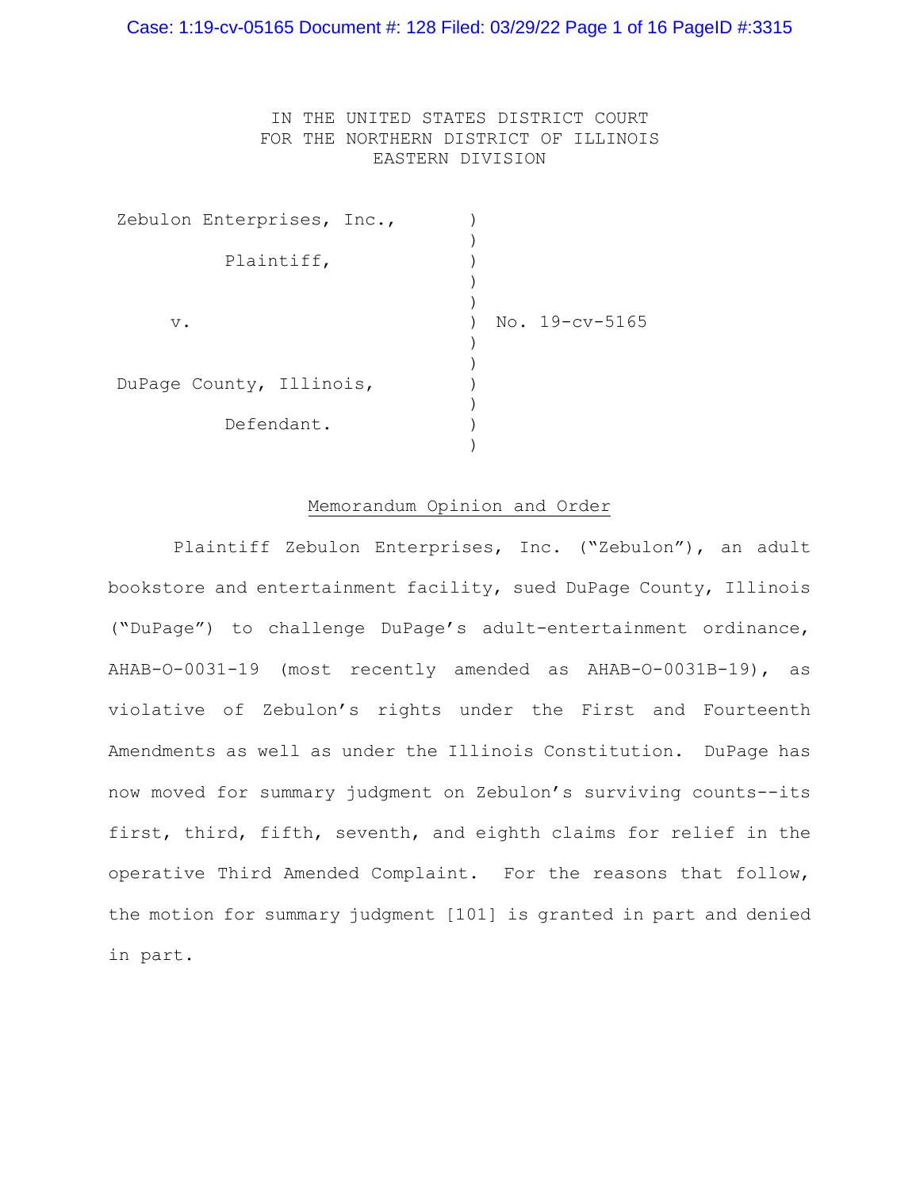IN THE UNITED STATES DISTRICT COURT
FOR THE NORTHERN DISTRICT OF ILLINOIS
EASTERN DIVISION

Zebulon Enterprises, Inc.,

Plaintiff,

v.

DuPage County, Illinois,

Defendant.

No. 19-cv-5165

## Memorandum Opinion and Order

Plaintiff Zebulon Enterprises, Inc. ("Zebulon"), an adult bookstore and entertainment facility, sued DuPage County, Illinois ("DuPage") to challenge DuPage's adult-entertainment ordinance, AHAB-O-0031-19 (most recently amended as AHAB-O-0031B-19), as violative of Zebulon's rights under the First and Fourteenth Amendments as well as under the Illinois Constitution. DuPage has now moved for summary judgment on Zebulon's surviving counts--its first, third, fifth, seventh, and eighth claims for relief in the operative Third Amended Complaint. For the reasons that follow, the motion for summary judgment [101] is granted in part and denied in part.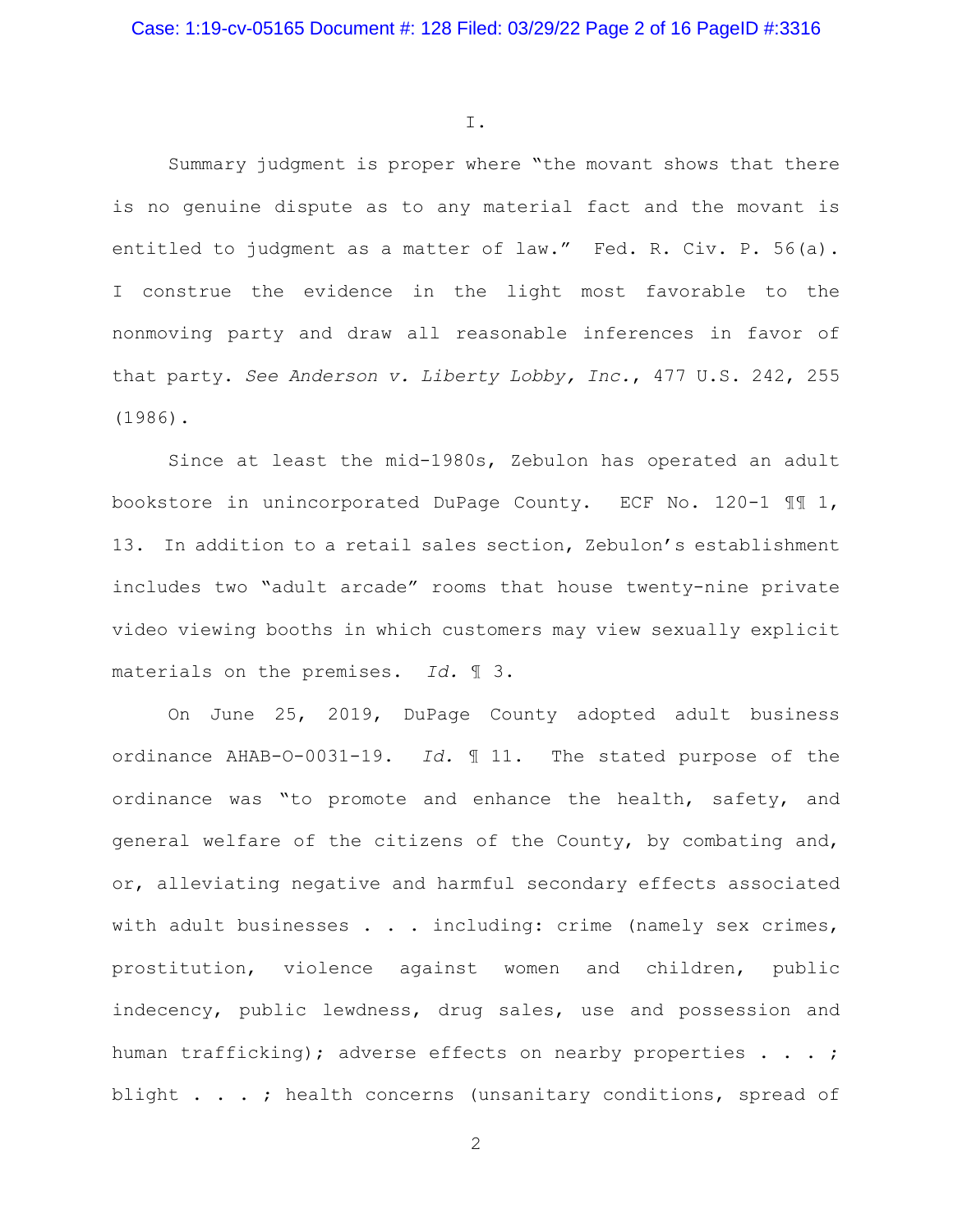I.

Summary judgment is proper where "the movant shows that there is no genuine dispute as to any material fact and the movant is entitled to judgment as a matter of law." Fed. R. Civ. P. 56(a). I construe the evidence in the light most favorable to the nonmoving party and draw all reasonable inferences in favor of that party. *See Anderson v. Liberty Lobby, Inc.*, 477 U.S. 242, 255 (1986).

Since at least the mid-1980s, Zebulon has operated an adult bookstore in unincorporated DuPage County. ECF No. 120-1 ¶¶ 1, 13. In addition to a retail sales section, Zebulon's establishment includes two "adult arcade" rooms that house twenty-nine private video viewing booths in which customers may view sexually explicit materials on the premises. *Id.* ¶ 3.

On June 25, 2019, DuPage County adopted adult business ordinance AHAB-O-0031-19. *Id.* ¶ 11. The stated purpose of the ordinance was "to promote and enhance the health, safety, and general welfare of the citizens of the County, by combating and, or, alleviating negative and harmful secondary effects associated with adult businesses . . . including: crime (namely sex crimes, prostitution, violence against women and children, public indecency, public lewdness, drug sales, use and possession and human trafficking); adverse effects on nearby properties . . . ; blight . . . ; health concerns (unsanitary conditions, spread of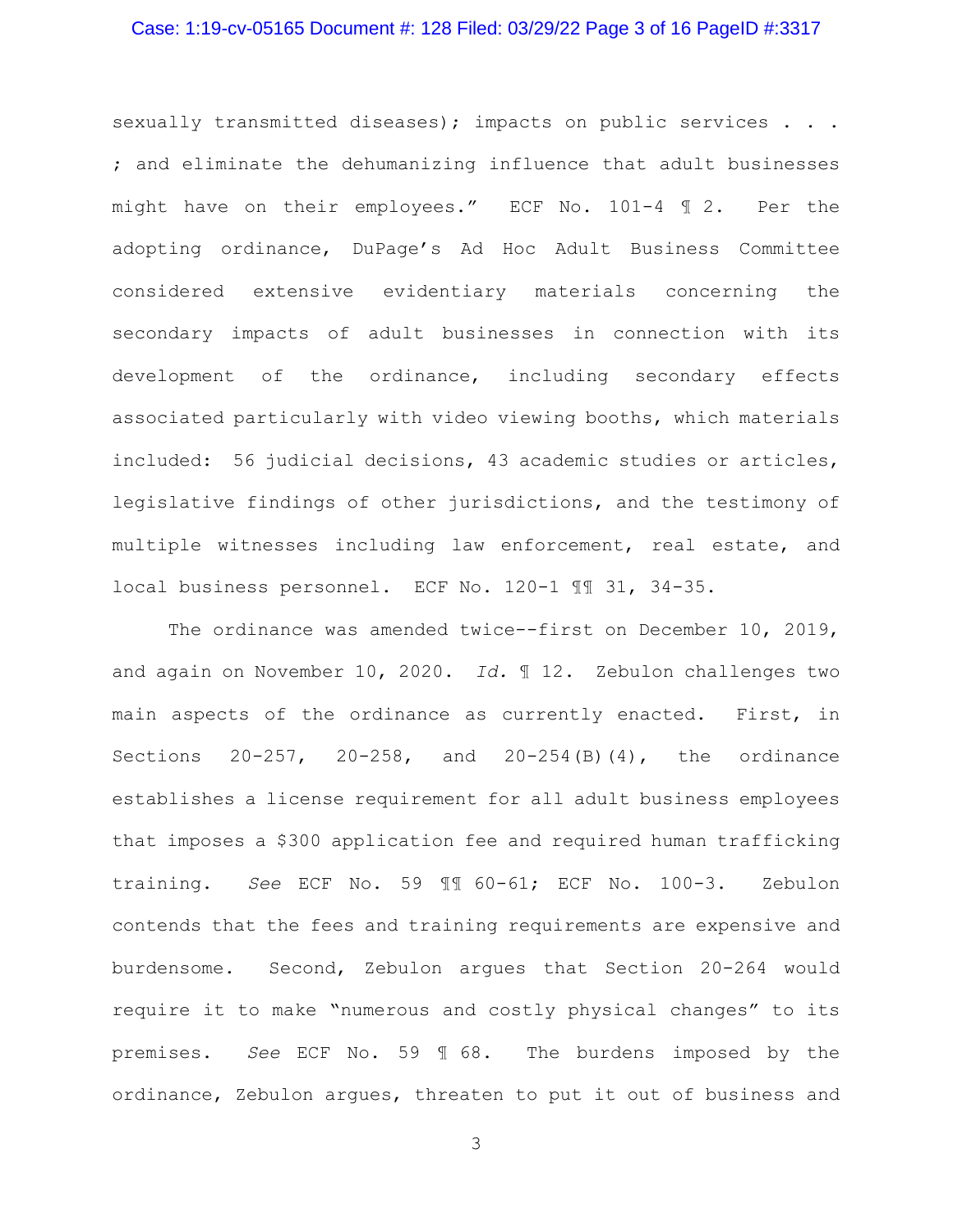sexually transmitted diseases); impacts on public services . . . ; and eliminate the dehumanizing influence that adult businesses might have on their employees." ECF No. 101-4 ¶ 2. Per the adopting ordinance, DuPage's Ad Hoc Adult Business Committee considered extensive evidentiary materials concerning the secondary impacts of adult businesses in connection with its development of the ordinance, including secondary effects associated particularly with video viewing booths, which materials included: 56 judicial decisions, 43 academic studies or articles, legislative findings of other jurisdictions, and the testimony of multiple witnesses including law enforcement, real estate, and local business personnel. ECF No. 120-1 ¶¶ 31, 34-35.

The ordinance was amended twice--first on December 10, 2019, and again on November 10, 2020. *Id.* ¶ 12. Zebulon challenges two main aspects of the ordinance as currently enacted. First, in Sections 20-257, 20-258, and 20-254(B)(4), the ordinance establishes a license requirement for all adult business employees that imposes a $300 application fee and required human trafficking training. *See* ECF No. 59 ¶¶ 60-61; ECF No. 100-3. Zebulon contends that the fees and training requirements are expensive and burdensome. Second, Zebulon argues that Section 20-264 would require it to make "numerous and costly physical changes" to its premises. *See* ECF No. 59 ¶ 68. The burdens imposed by the ordinance, Zebulon argues, threaten to put it out of business and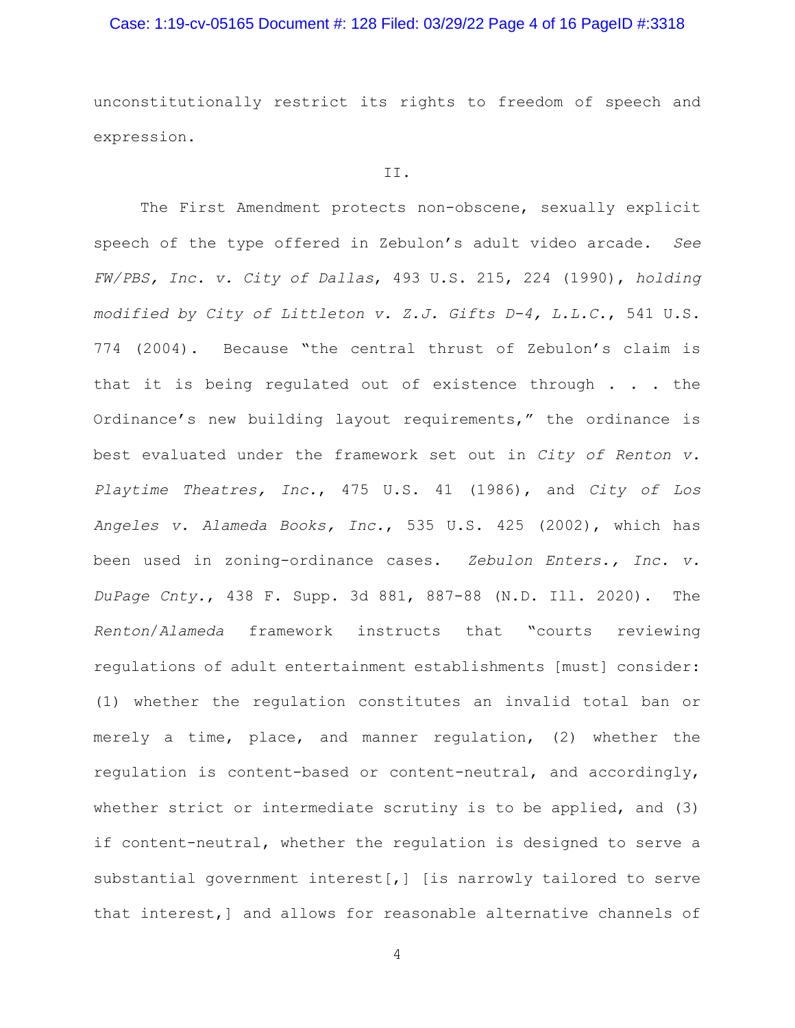unconstitutionally restrict its rights to freedom of speech and expression.

II.

The First Amendment protects non-obscene, sexually explicit speech of the type offered in Zebulon's adult video arcade. *See FW/PBS, Inc. v. City of Dallas*, 493 U.S. 215, 224 (1990), *holding modified by City of Littleton v. Z.J. Gifts D-4, L.L.C.*, 541 U.S. 774 (2004). Because "the central thrust of Zebulon's claim is that it is being regulated out of existence through . . . the Ordinance's new building layout requirements," the ordinance is best evaluated under the framework set out in *City of Renton v. Playtime Theatres, Inc.*, 475 U.S. 41 (1986), and *City of Los Angeles v. Alameda Books, Inc.*, 535 U.S. 425 (2002), which has been used in zoning-ordinance cases. *Zebulon Enters., Inc. v. DuPage Cnty.*, 438 F. Supp. 3d 881, 887-88 (N.D. Ill. 2020). The *Renton*/*Alameda* framework instructs that "courts reviewing regulations of adult entertainment establishments [must] consider: (1) whether the regulation constitutes an invalid total ban or merely a time, place, and manner regulation, (2) whether the regulation is content-based or content-neutral, and accordingly, whether strict or intermediate scrutiny is to be applied, and (3) if content-neutral, whether the regulation is designed to serve a substantial government interest[,] [is narrowly tailored to serve that interest,] and allows for reasonable alternative channels of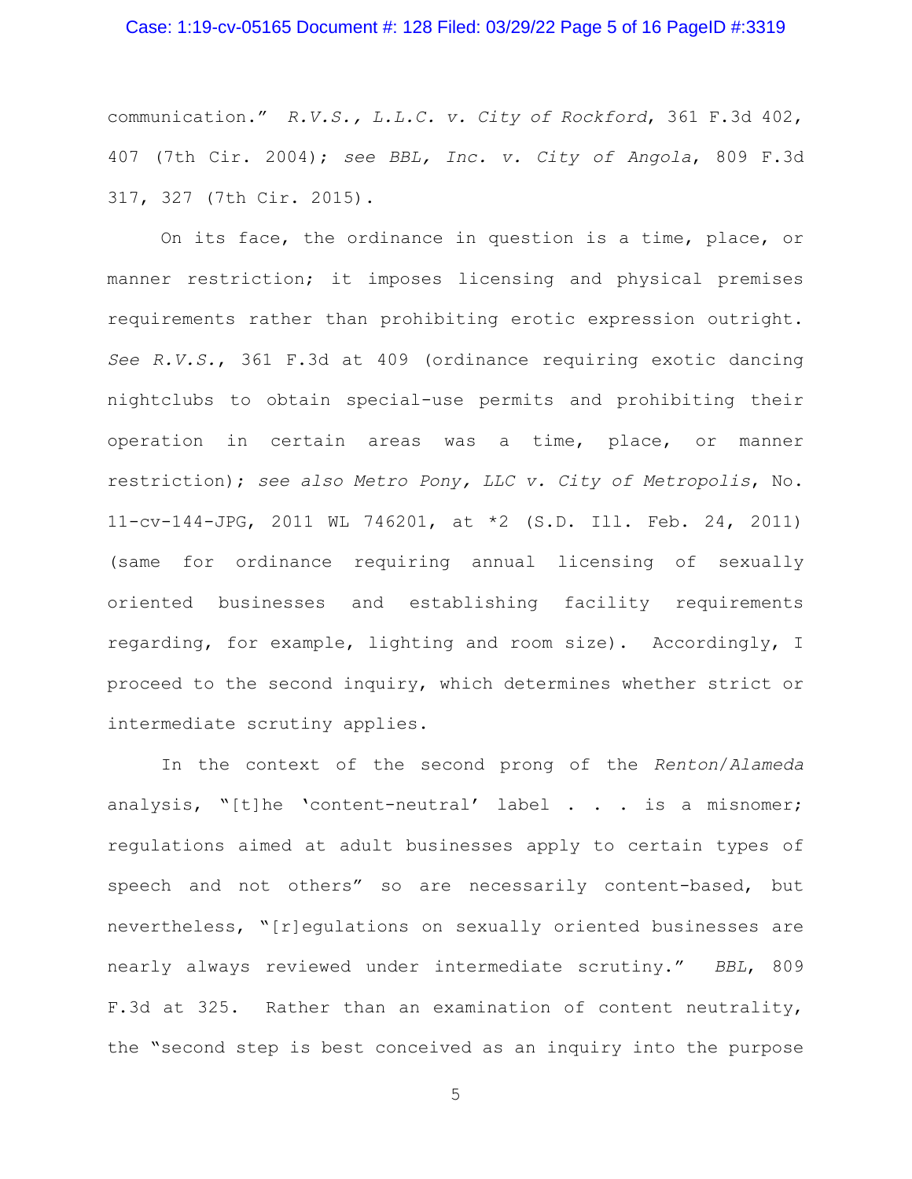communication." *R.V.S., L.L.C. v. City of Rockford*, 361 F.3d 402, 407 (7th Cir. 2004); *see BBL, Inc. v. City of Angola*, 809 F.3d 317, 327 (7th Cir. 2015).

On its face, the ordinance in question is a time, place, or manner restriction; it imposes licensing and physical premises requirements rather than prohibiting erotic expression outright. *See R.V.S.*, 361 F.3d at 409 (ordinance requiring exotic dancing nightclubs to obtain special-use permits and prohibiting their operation in certain areas was a time, place, or manner restriction); *see also Metro Pony, LLC v. City of Metropolis*, No. 11-cv-144-JPG, 2011 WL 746201, at *2 (S.D. Ill. Feb. 24, 2011) (same for ordinance requiring annual licensing of sexually oriented businesses and establishing facility requirements regarding, for example, lighting and room size). Accordingly, I proceed to the second inquiry, which determines whether strict or intermediate scrutiny applies.

In the context of the second prong of the *Renton*/*Alameda* analysis, "[t]he 'content-neutral' label . . . is a misnomer; regulations aimed at adult businesses apply to certain types of speech and not others" so are necessarily content-based, but nevertheless, "[r]egulations on sexually oriented businesses are nearly always reviewed under intermediate scrutiny." *BBL*, 809 F.3d at 325. Rather than an examination of content neutrality, the "second step is best conceived as an inquiry into the purpose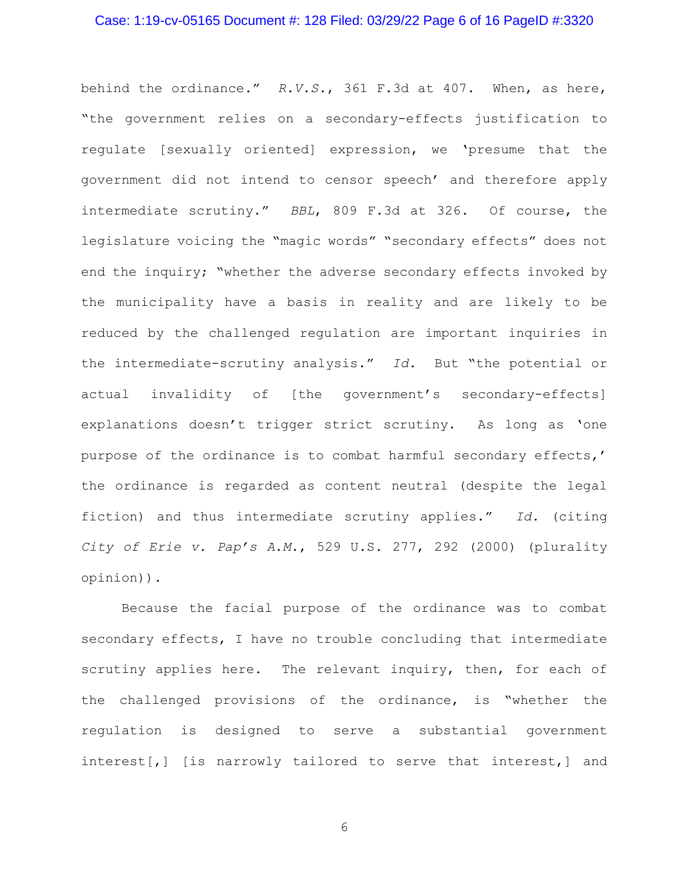behind the ordinance." *R.V.S.*, 361 F.3d at 407. When, as here, "the government relies on a secondary-effects justification to regulate [sexually oriented] expression, we 'presume that the government did not intend to censor speech' and therefore apply intermediate scrutiny." *BBL*, 809 F.3d at 326. Of course, the legislature voicing the "magic words" "secondary effects" does not end the inquiry; "whether the adverse secondary effects invoked by the municipality have a basis in reality and are likely to be reduced by the challenged regulation are important inquiries in the intermediate-scrutiny analysis." *Id.* But "the potential or actual invalidity of [the government's secondary-effects] explanations doesn't trigger strict scrutiny. As long as 'one purpose of the ordinance is to combat harmful secondary effects,' the ordinance is regarded as content neutral (despite the legal fiction) and thus intermediate scrutiny applies." *Id.* (citing *City of Erie v. Pap's A.M.*, 529 U.S. 277, 292 (2000) (plurality opinion)).

Because the facial purpose of the ordinance was to combat secondary effects, I have no trouble concluding that intermediate scrutiny applies here. The relevant inquiry, then, for each of the challenged provisions of the ordinance, is "whether the regulation is designed to serve a substantial government interest[,] [is narrowly tailored to serve that interest,] and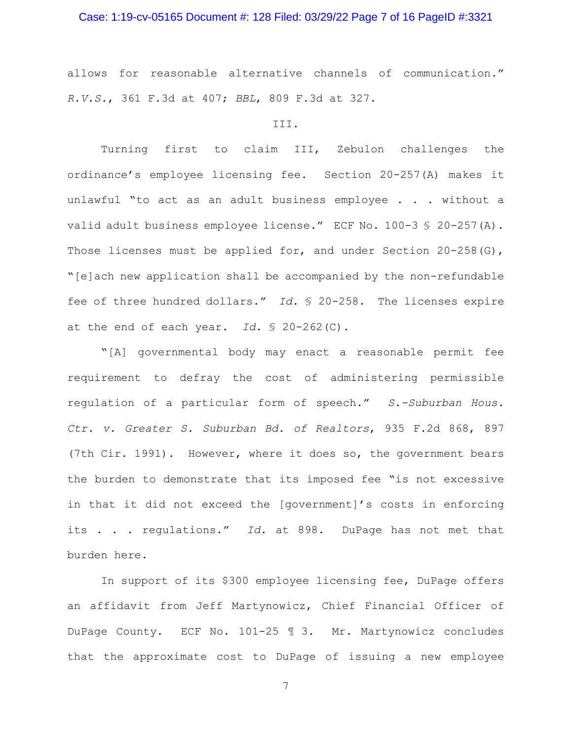allows for reasonable alternative channels of communication." *R.V.S.*, 361 F.3d at 407; *BBL*, 809 F.3d at 327.

III.

Turning first to claim III, Zebulon challenges the ordinance's employee licensing fee. Section 20-257(A) makes it unlawful "to act as an adult business employee . . . without a valid adult business employee license." ECF No. 100-3 § 20-257(A). Those licenses must be applied for, and under Section 20-258(G), "[e]ach new application shall be accompanied by the non-refundable fee of three hundred dollars." *Id.* § 20-258. The licenses expire at the end of each year. *Id.* § 20-262(C).

"[A] governmental body may enact a reasonable permit fee requirement to defray the cost of administering permissible regulation of a particular form of speech." *S.-Suburban Hous. Ctr. v. Greater S. Suburban Bd. of Realtors*, 935 F.2d 868, 897 (7th Cir. 1991). However, where it does so, the government bears the burden to demonstrate that its imposed fee "is not excessive in that it did not exceed the [government]'s costs in enforcing its . . . regulations." *Id.* at 898. DuPage has not met that burden here.

In support of its $300 employee licensing fee, DuPage offers an affidavit from Jeff Martynowicz, Chief Financial Officer of DuPage County. ECF No. 101-25 ¶ 3. Mr. Martynowicz concludes that the approximate cost to DuPage of issuing a new employee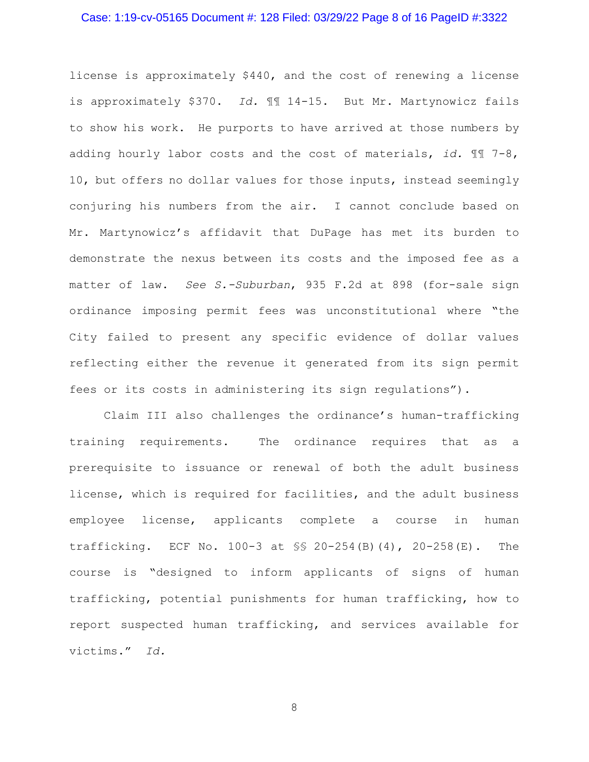license is approximately $440, and the cost of renewing a license is approximately $370. *Id.* ¶¶ 14-15. But Mr. Martynowicz fails to show his work. He purports to have arrived at those numbers by adding hourly labor costs and the cost of materials, *id.* ¶¶ 7-8, 10, but offers no dollar values for those inputs, instead seemingly conjuring his numbers from the air. I cannot conclude based on Mr. Martynowicz's affidavit that DuPage has met its burden to demonstrate the nexus between its costs and the imposed fee as a matter of law. *See S.-Suburban*, 935 F.2d at 898 (for-sale sign ordinance imposing permit fees was unconstitutional where "the City failed to present any specific evidence of dollar values reflecting either the revenue it generated from its sign permit fees or its costs in administering its sign regulations").

Claim III also challenges the ordinance's human-trafficking training requirements. The ordinance requires that as a prerequisite to issuance or renewal of both the adult business license, which is required for facilities, and the adult business employee license, applicants complete a course in human trafficking. ECF No. 100-3 at §§ 20-254(B)(4), 20-258(E). The course is "designed to inform applicants of signs of human trafficking, potential punishments for human trafficking, how to report suspected human trafficking, and services available for victims." *Id.*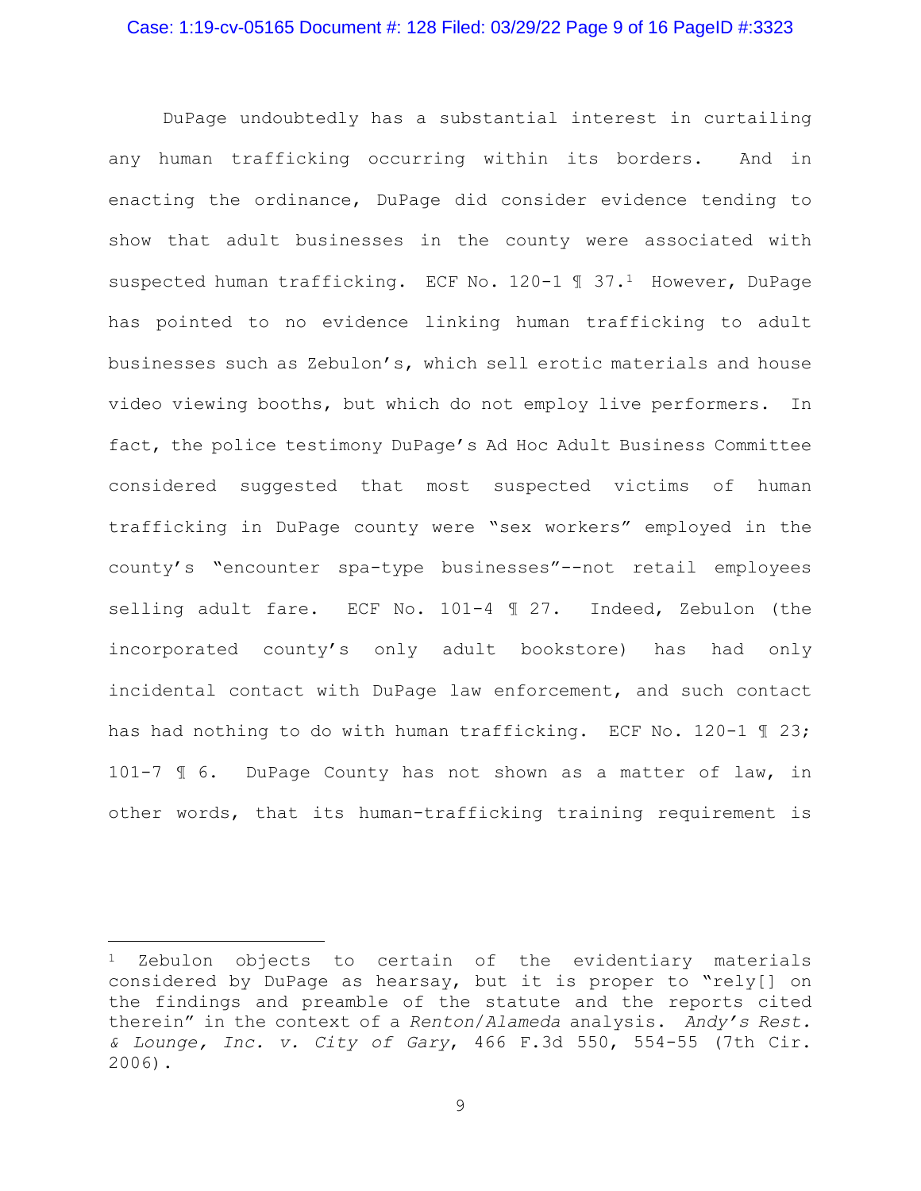DuPage undoubtedly has a substantial interest in curtailing any human trafficking occurring within its borders. And in enacting the ordinance, DuPage did consider evidence tending to show that adult businesses in the county were associated with suspected human trafficking. ECF No. 120-1 ¶ 37.[1] However, DuPage has pointed to no evidence linking human trafficking to adult businesses such as Zebulon's, which sell erotic materials and house video viewing booths, but which do not employ live performers. In fact, the police testimony DuPage's Ad Hoc Adult Business Committee considered suggested that most suspected victims of human trafficking in DuPage county were "sex workers" employed in the county's "encounter spa-type businesses"--not retail employees selling adult fare. ECF No. 101-4 ¶ 27. Indeed, Zebulon (the incorporated county's only adult bookstore) has had only incidental contact with DuPage law enforcement, and such contact has had nothing to do with human trafficking. ECF No. 120-1 ¶ 23; 101-7 ¶ 6. DuPage County has not shown as a matter of law, in other words, that its human-trafficking training requirement is

---

[1] Zebulon objects to certain of the evidentiary materials considered by DuPage as hearsay, but it is proper to "rely[] on the findings and preamble of the statute and the reports cited therein" in the context of a *Renton/Alameda* analysis. *Andy's Rest. & Lounge, Inc. v. City of Gary*, 466 F.3d 550, 554-55 (7th Cir. 2006).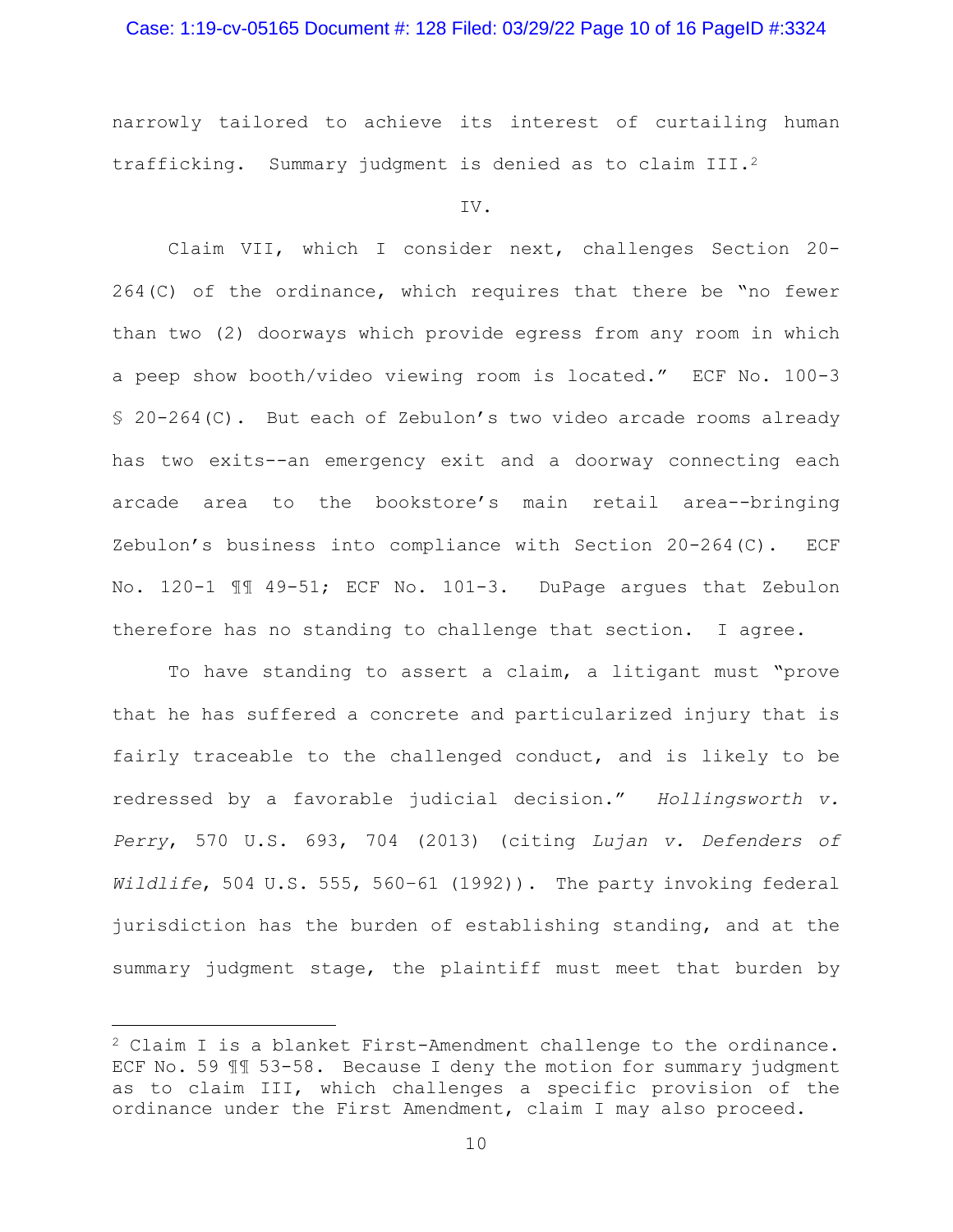narrowly tailored to achieve its interest of curtailing human trafficking. Summary judgment is denied as to claim III.[2]

IV.

Claim VII, which I consider next, challenges Section 20-264(C) of the ordinance, which requires that there be "no fewer than two (2) doorways which provide egress from any room in which a peep show booth/video viewing room is located." ECF No. 100-3 § 20-264(C). But each of Zebulon's two video arcade rooms already has two exits--an emergency exit and a doorway connecting each arcade area to the bookstore's main retail area--bringing Zebulon's business into compliance with Section 20-264(C). ECF No. 120-1 ¶¶ 49-51; ECF No. 101-3. DuPage argues that Zebulon therefore has no standing to challenge that section. I agree.

To have standing to assert a claim, a litigant must "prove that he has suffered a concrete and particularized injury that is fairly traceable to the challenged conduct, and is likely to be redressed by a favorable judicial decision." *Hollingsworth v. Perry*, 570 U.S. 693, 704 (2013) (citing *Lujan v. Defenders of Wildlife*, 504 U.S. 555, 560–61 (1992)). The party invoking federal jurisdiction has the burden of establishing standing, and at the summary judgment stage, the plaintiff must meet that burden by

---

[2] Claim I is a blanket First-Amendment challenge to the ordinance. ECF No. 59 ¶¶ 53-58. Because I deny the motion for summary judgment as to claim III, which challenges a specific provision of the ordinance under the First Amendment, claim I may also proceed.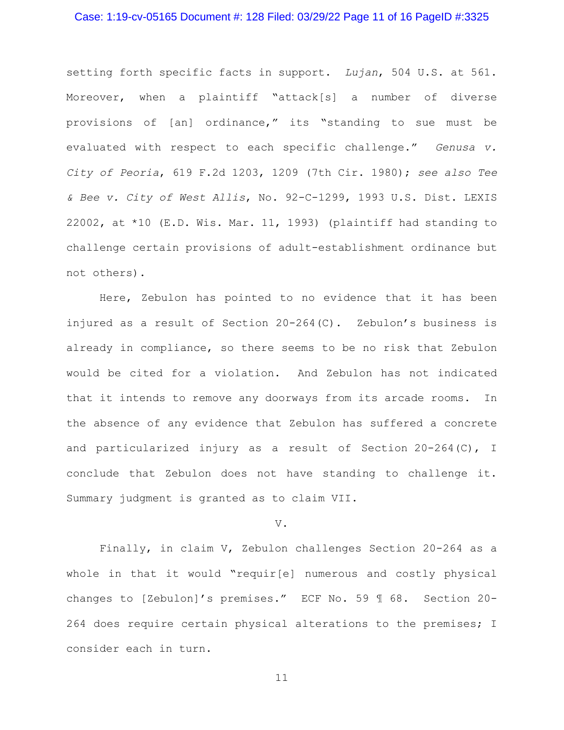setting forth specific facts in support. *Lujan*, 504 U.S. at 561. Moreover, when a plaintiff "attack[s] a number of diverse provisions of [an] ordinance," its "standing to sue must be evaluated with respect to each specific challenge." *Genusa v. City of Peoria*, 619 F.2d 1203, 1209 (7th Cir. 1980); *see also Tee & Bee v. City of West Allis*, No. 92-C-1299, 1993 U.S. Dist. LEXIS 22002, at *10 (E.D. Wis. Mar. 11, 1993) (plaintiff had standing to challenge certain provisions of adult-establishment ordinance but not others).

Here, Zebulon has pointed to no evidence that it has been injured as a result of Section 20-264(C). Zebulon's business is already in compliance, so there seems to be no risk that Zebulon would be cited for a violation. And Zebulon has not indicated that it intends to remove any doorways from its arcade rooms. In the absence of any evidence that Zebulon has suffered a concrete and particularized injury as a result of Section 20-264(C), I conclude that Zebulon does not have standing to challenge it. Summary judgment is granted as to claim VII.

V.

Finally, in claim V, Zebulon challenges Section 20-264 as a whole in that it would "requir[e] numerous and costly physical changes to [Zebulon]'s premises." ECF No. 59 ¶ 68. Section 20-264 does require certain physical alterations to the premises; I consider each in turn.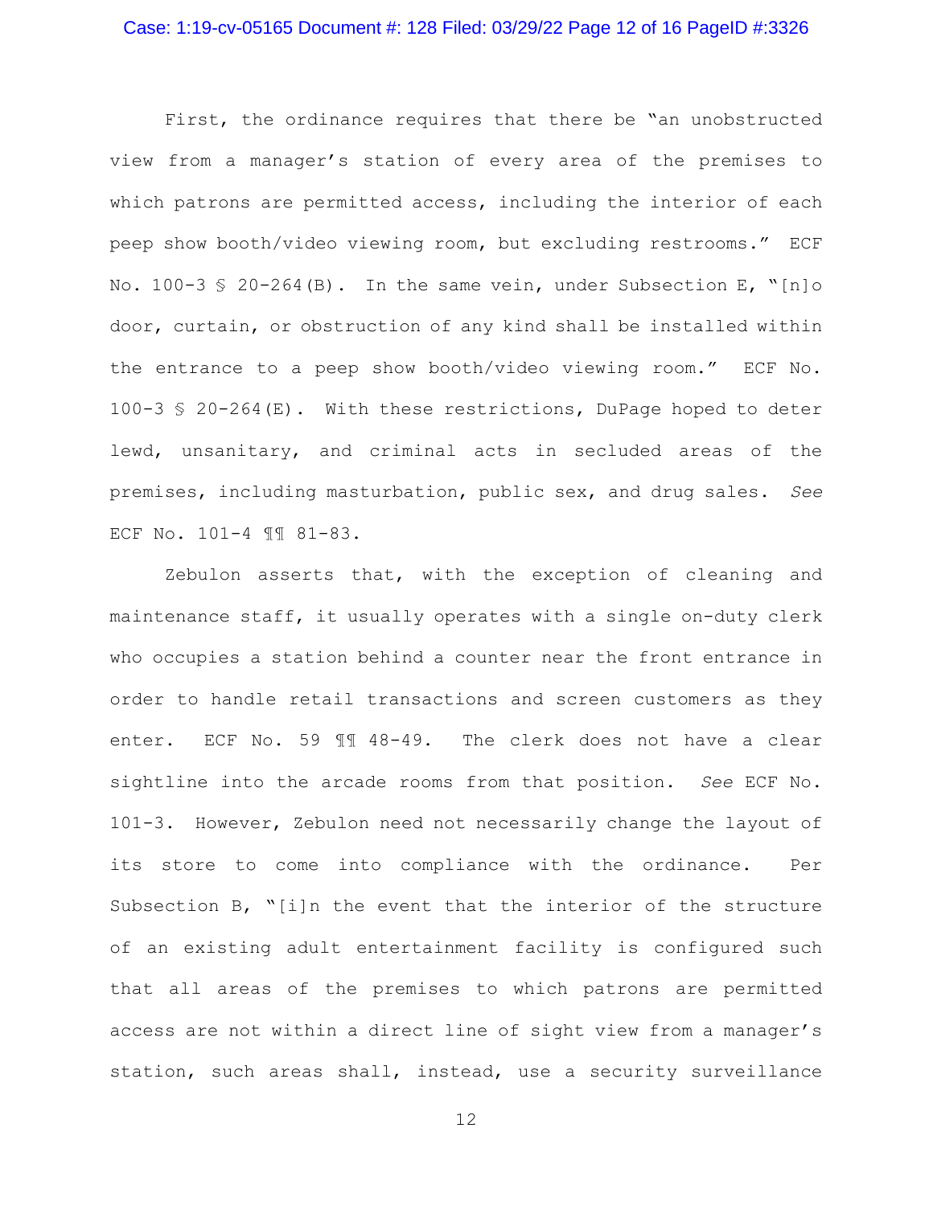First, the ordinance requires that there be "an unobstructed view from a manager's station of every area of the premises to which patrons are permitted access, including the interior of each peep show booth/video viewing room, but excluding restrooms." ECF No. 100-3 § 20-264(B). In the same vein, under Subsection E, "[n]o door, curtain, or obstruction of any kind shall be installed within the entrance to a peep show booth/video viewing room." ECF No. 100-3 § 20-264(E). With these restrictions, DuPage hoped to deter lewd, unsanitary, and criminal acts in secluded areas of the premises, including masturbation, public sex, and drug sales. *See* ECF No. 101-4 ¶¶ 81-83.

Zebulon asserts that, with the exception of cleaning and maintenance staff, it usually operates with a single on-duty clerk who occupies a station behind a counter near the front entrance in order to handle retail transactions and screen customers as they enter. ECF No. 59 ¶¶ 48-49. The clerk does not have a clear sightline into the arcade rooms from that position. *See* ECF No. 101-3. However, Zebulon need not necessarily change the layout of its store to come into compliance with the ordinance. Per Subsection B, "[i]n the event that the interior of the structure of an existing adult entertainment facility is configured such that all areas of the premises to which patrons are permitted access are not within a direct line of sight view from a manager's station, such areas shall, instead, use a security surveillance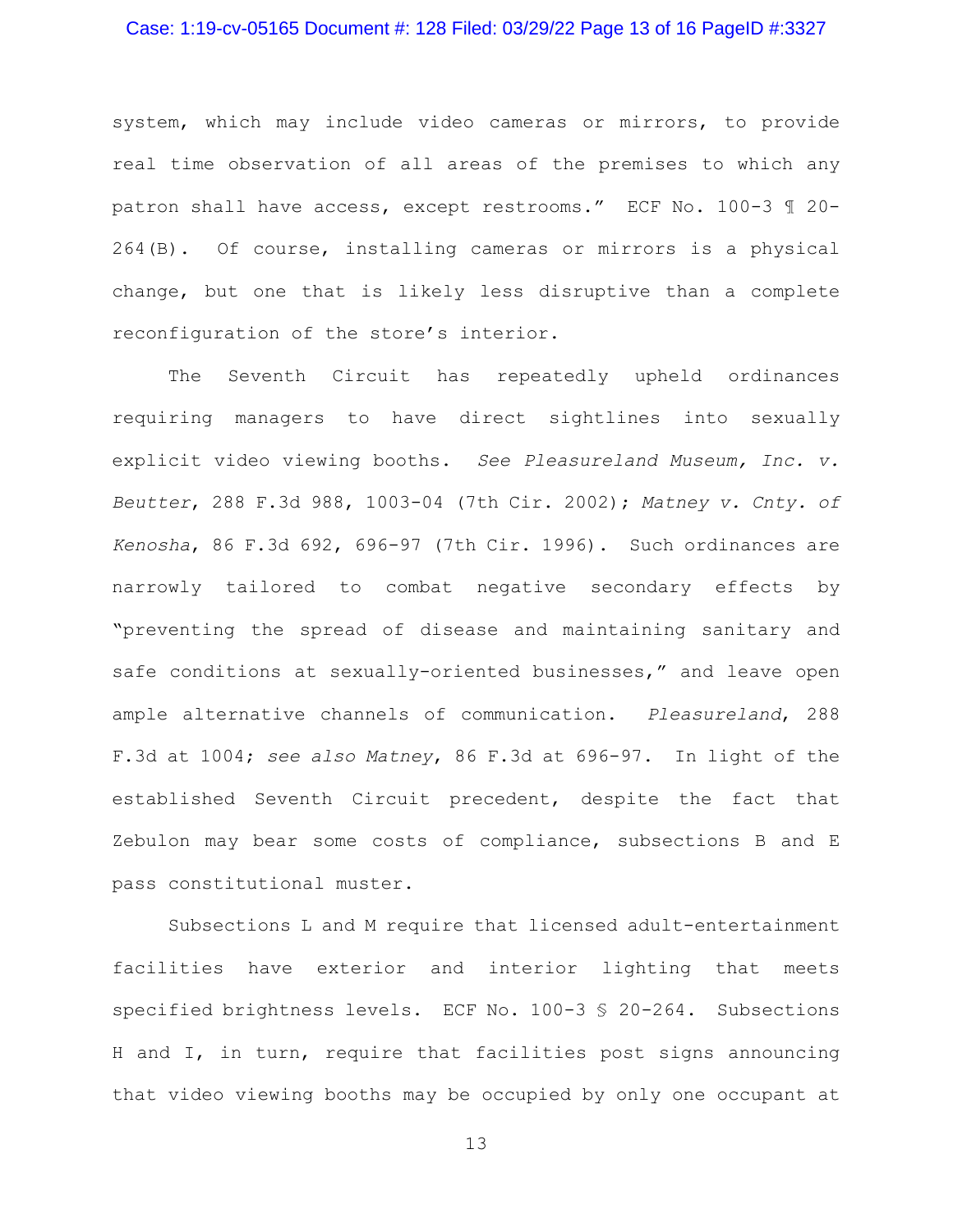system, which may include video cameras or mirrors, to provide real time observation of all areas of the premises to which any patron shall have access, except restrooms." ECF No. 100-3 ¶ 20-264(B). Of course, installing cameras or mirrors is a physical change, but one that is likely less disruptive than a complete reconfiguration of the store's interior.

The Seventh Circuit has repeatedly upheld ordinances requiring managers to have direct sightlines into sexually explicit video viewing booths. *See Pleasureland Museum, Inc. v. Beutter*, 288 F.3d 988, 1003-04 (7th Cir. 2002); *Matney v. Cnty. of Kenosha*, 86 F.3d 692, 696-97 (7th Cir. 1996). Such ordinances are narrowly tailored to combat negative secondary effects by "preventing the spread of disease and maintaining sanitary and safe conditions at sexually-oriented businesses," and leave open ample alternative channels of communication. *Pleasureland*, 288 F.3d at 1004; *see also Matney*, 86 F.3d at 696-97. In light of the established Seventh Circuit precedent, despite the fact that Zebulon may bear some costs of compliance, subsections B and E pass constitutional muster.

Subsections L and M require that licensed adult-entertainment facilities have exterior and interior lighting that meets specified brightness levels. ECF No. 100-3 § 20-264. Subsections H and I, in turn, require that facilities post signs announcing that video viewing booths may be occupied by only one occupant at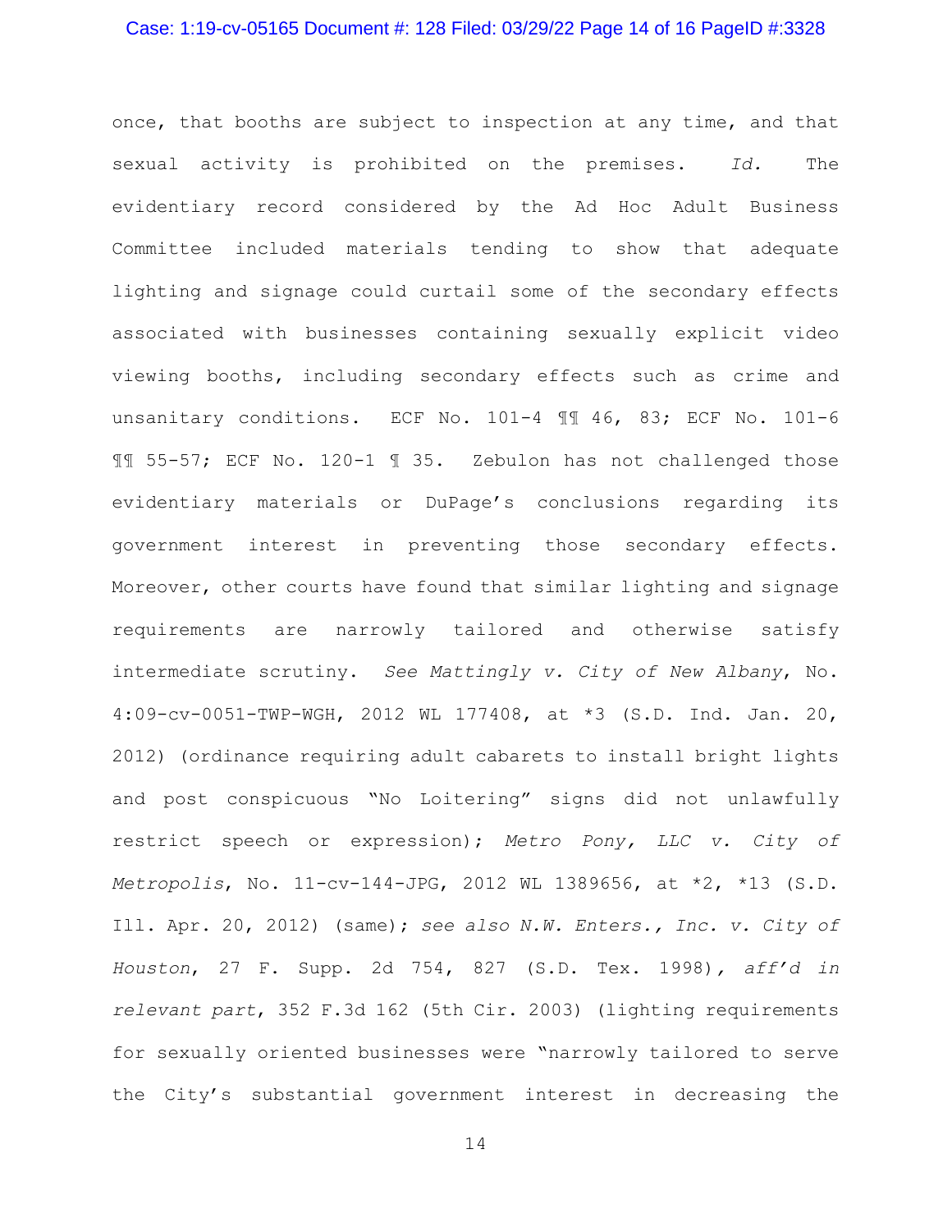once, that booths are subject to inspection at any time, and that sexual activity is prohibited on the premises. *Id.* The evidentiary record considered by the Ad Hoc Adult Business Committee included materials tending to show that adequate lighting and signage could curtail some of the secondary effects associated with businesses containing sexually explicit video viewing booths, including secondary effects such as crime and unsanitary conditions. ECF No. 101-4 ¶¶ 46, 83; ECF No. 101-6 ¶¶ 55-57; ECF No. 120-1 ¶ 35. Zebulon has not challenged those evidentiary materials or DuPage's conclusions regarding its government interest in preventing those secondary effects. Moreover, other courts have found that similar lighting and signage requirements are narrowly tailored and otherwise satisfy intermediate scrutiny. *See Mattingly v. City of New Albany*, No. 4:09-cv-0051-TWP-WGH, 2012 WL 177408, at *3 (S.D. Ind. Jan. 20, 2012) (ordinance requiring adult cabarets to install bright lights and post conspicuous "No Loitering" signs did not unlawfully restrict speech or expression); *Metro Pony, LLC v. City of Metropolis*, No. 11-cv-144-JPG, 2012 WL 1389656, at *2, *13 (S.D. Ill. Apr. 20, 2012) (same); *see also N.W. Enters., Inc. v. City of Houston*, 27 F. Supp. 2d 754, 827 (S.D. Tex. 1998), *aff'd in relevant part*, 352 F.3d 162 (5th Cir. 2003) (lighting requirements for sexually oriented businesses were "narrowly tailored to serve the City's substantial government interest in decreasing the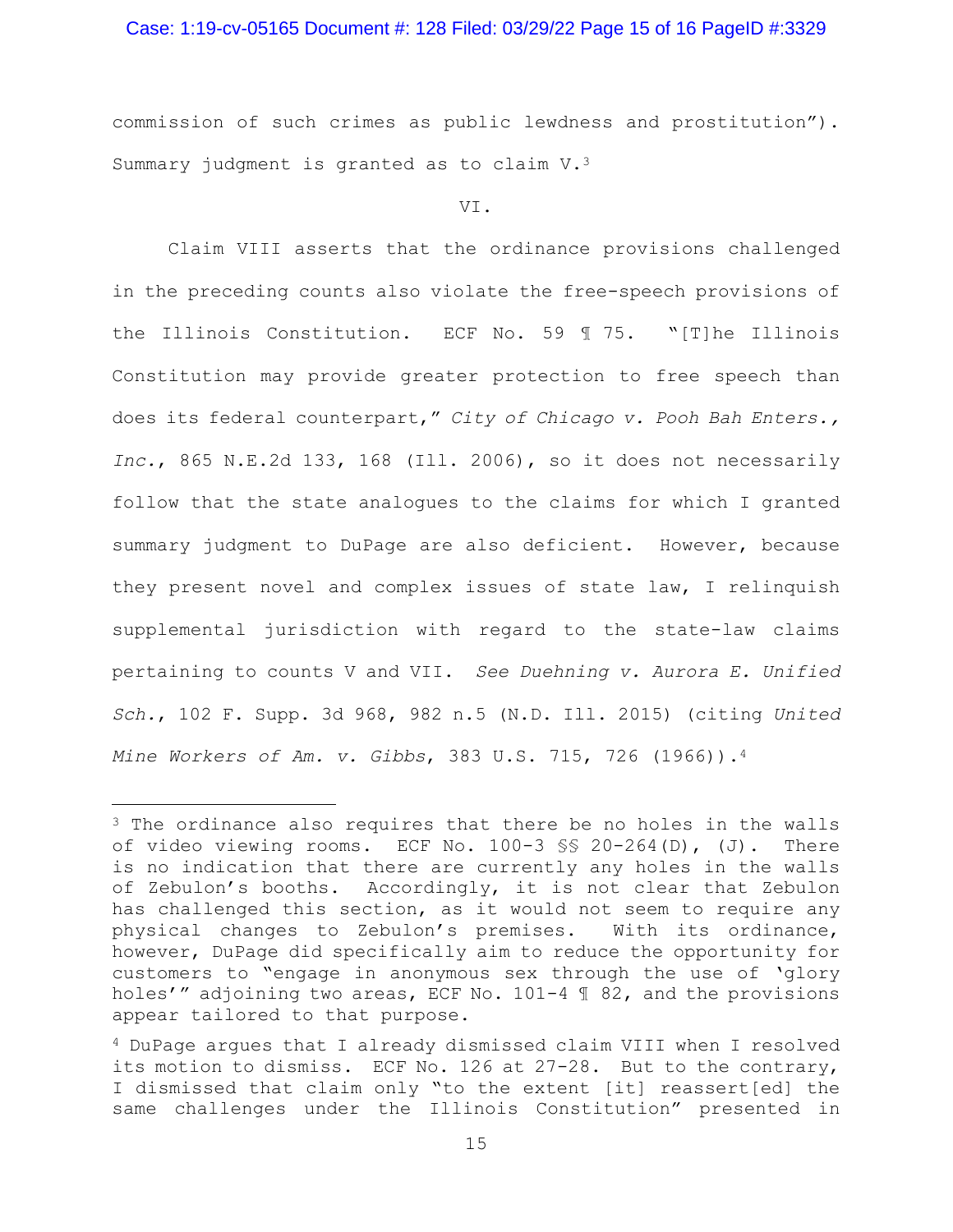commission of such crimes as public lewdness and prostitution"). Summary judgment is granted as to claim V.[3]

VI.

Claim VIII asserts that the ordinance provisions challenged in the preceding counts also violate the free-speech provisions of the Illinois Constitution. ECF No. 59 ¶ 75. "[T]he Illinois Constitution may provide greater protection to free speech than does its federal counterpart," *City of Chicago v. Pooh Bah Enters., Inc.*, 865 N.E.2d 133, 168 (Ill. 2006), so it does not necessarily follow that the state analogues to the claims for which I granted summary judgment to DuPage are also deficient. However, because they present novel and complex issues of state law, I relinquish supplemental jurisdiction with regard to the state-law claims pertaining to counts V and VII. *See Duehning v. Aurora E. Unified Sch.*, 102 F. Supp. 3d 968, 982 n.5 (N.D. Ill. 2015) (citing *United Mine Workers of Am. v. Gibbs*, 383 U.S. 715, 726 (1966)).[4]

---

[3] The ordinance also requires that there be no holes in the walls of video viewing rooms. ECF No. 100-3 §§ 20-264(D), (J). There is no indication that there are currently any holes in the walls of Zebulon's booths. Accordingly, it is not clear that Zebulon has challenged this section, as it would not seem to require any physical changes to Zebulon's premises. With its ordinance, however, DuPage did specifically aim to reduce the opportunity for customers to "engage in anonymous sex through the use of 'glory holes'" adjoining two areas, ECF No. 101-4 ¶ 82, and the provisions appear tailored to that purpose.

[4] DuPage argues that I already dismissed claim VIII when I resolved its motion to dismiss. ECF No. 126 at 27-28. But to the contrary, I dismissed that claim only "to the extent [it] reassert[ed] the same challenges under the Illinois Constitution" presented in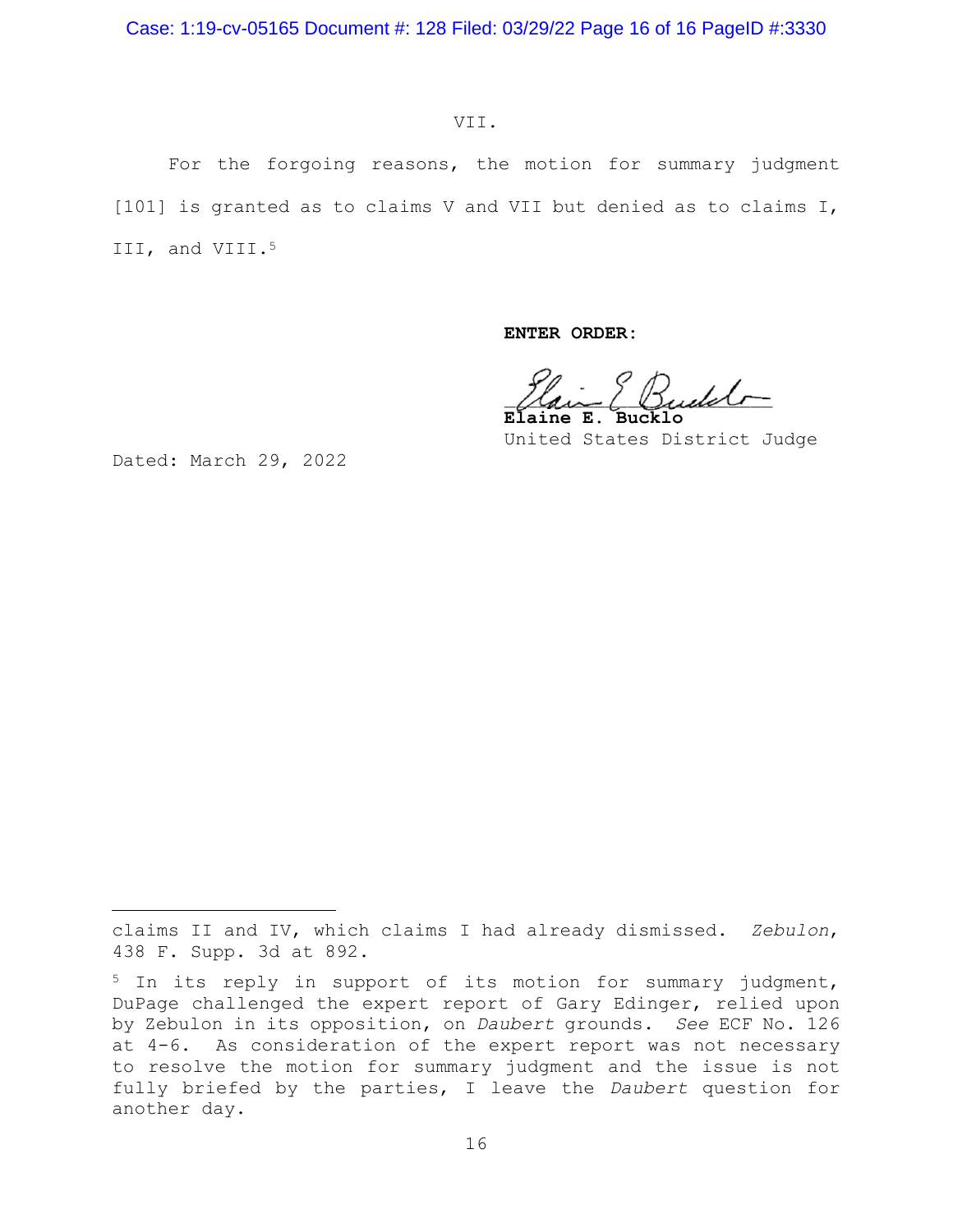VII.

For the forgoing reasons, the motion for summary judgment [101] is granted as to claims V and VII but denied as to claims I, III, and VIII.[5]

**ENTER ORDER:**

**Elaine E. Bucklo**
United States District Judge

Dated: March 29, 2022

---

claims II and IV, which claims I had already dismissed. *Zebulon*, 438 F. Supp. 3d at 892.

[5] In its reply in support of its motion for summary judgment, DuPage challenged the expert report of Gary Edinger, relied upon by Zebulon in its opposition, on *Daubert* grounds. *See* ECF No. 126 at 4-6. As consideration of the expert report was not necessary to resolve the motion for summary judgment and the issue is not fully briefed by the parties, I leave the *Daubert* question for another day.